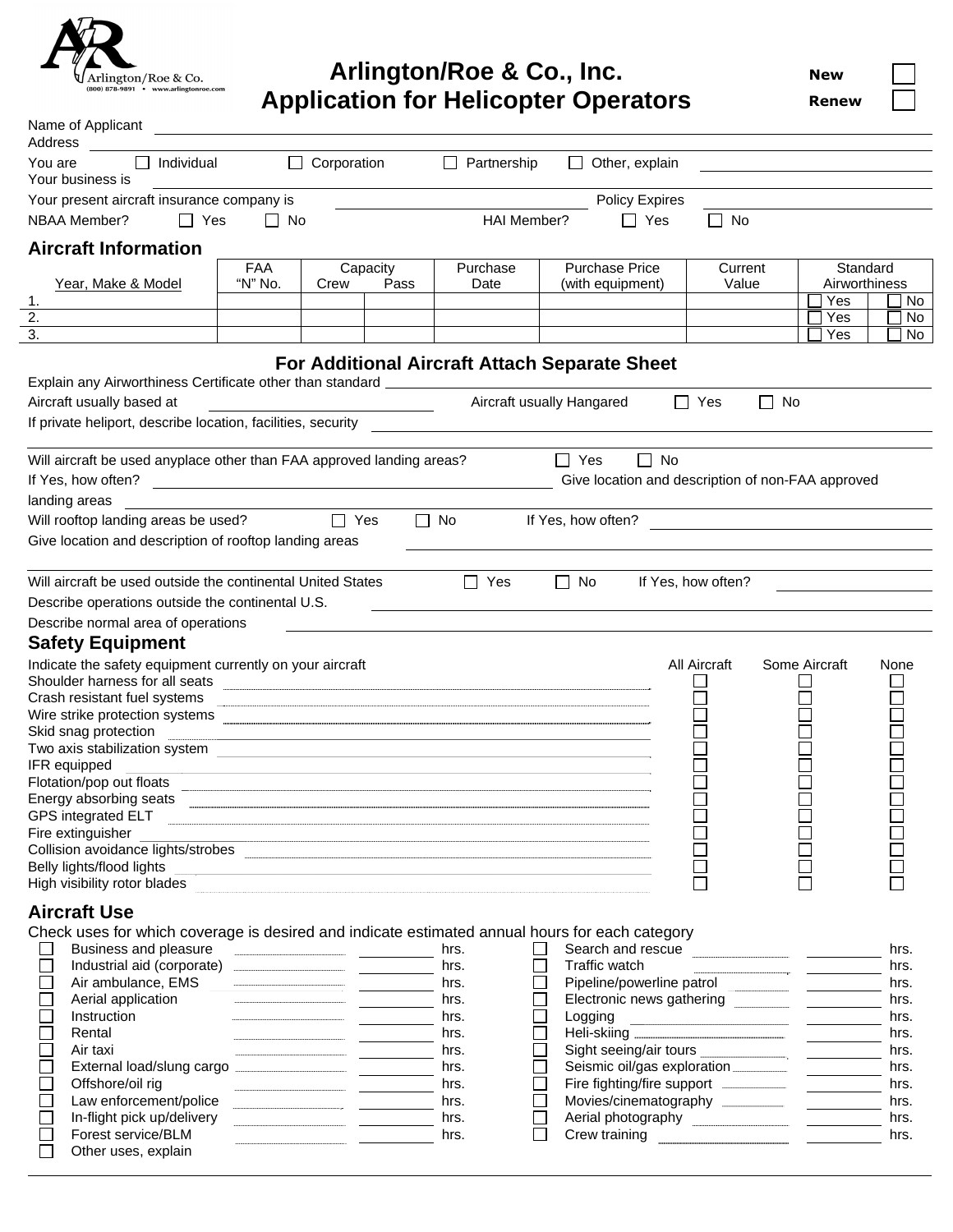Arlington/Roe & Co.
(800) 878-9891 • www.arlingtonroe.com

# Arlington/Roe & Co., Inc.
# Application for Helicopter Operators

New ☐
Renew ☐

Name of Applicant ______________________________

Address ______________________________

You are ☐ Individual ☐ Corporation ☐ Partnership ☐ Other, explain ______________

Your business is ______________________________

Your present aircraft insurance company is ______________ Policy Expires ______________

NBAA Member? ☐ Yes ☐ No HAI Member? ☐ Yes ☐ No

## Aircraft Information

| Year, Make & Model | FAA "N" No. | Capacity Crew | Capacity Pass | Purchase Date | Purchase Price (with equipment) | Current Value | Standard Airworthiness | |
|---|---|---|---|---|---|---|---|---|
| 1. | | | | | | | ☐ Yes | ☐ No |
| 2. | | | | | | | ☐ Yes | ☐ No |
| 3. | | | | | | | ☐ Yes | ☐ No |

**For Additional Aircraft Attach Separate Sheet**

Explain any Airworthiness Certificate other than standard ______________________________

Aircraft usually based at ______________ Aircraft usually Hangared ☐ Yes ☐ No

If private heliport, describe location, facilities, security ______________________________

Will aircraft be used anyplace other than FAA approved landing areas? ☐ Yes ☐ No

If Yes, how often? ______________ Give location and description of non-FAA approved landing areas ______________

Will rooftop landing areas be used? ☐ Yes ☐ No If Yes, how often? ______________

Give location and description of rooftop landing areas ______________________________

Will aircraft be used outside the continental United States ☐ Yes ☐ No If Yes, how often? ______________

Describe operations outside the continental U.S. ______________________________

Describe normal area of operations ______________________________

## Safety Equipment

| Indicate the safety equipment currently on your aircraft | All Aircraft | Some Aircraft | None |
|---|---|---|---|
| Shoulder harness for all seats | ☐ | ☐ | ☐ |
| Crash resistant fuel systems | ☐ | ☐ | ☐ |
| Wire strike protection systems | ☐ | ☐ | ☐ |
| Skid snag protection | ☐ | ☐ | ☐ |
| Two axis stabilization system | ☐ | ☐ | ☐ |
| IFR equipped | ☐ | ☐ | ☐ |
| Flotation/pop out floats | ☐ | ☐ | ☐ |
| Energy absorbing seats | ☐ | ☐ | ☐ |
| GPS integrated ELT | ☐ | ☐ | ☐ |
| Fire extinguisher | ☐ | ☐ | ☐ |
| Collision avoidance lights/strobes | ☐ | ☐ | ☐ |
| Belly lights/flood lights | ☐ | ☐ | ☐ |
| High visibility rotor blades | ☐ | ☐ | ☐ |

## Aircraft Use

Check uses for which coverage is desired and indicate estimated annual hours for each category

| Use | Hours | Use | Hours |
|---|---|---|---|
| ☐ Business and pleasure | ______ hrs. | ☐ Search and rescue | ______ hrs. |
| ☐ Industrial aid (corporate) | ______ hrs. | ☐ Traffic watch | ______ hrs. |
| ☐ Air ambulance, EMS | ______ hrs. | ☐ Pipeline/powerline patrol | ______ hrs. |
| ☐ Aerial application | ______ hrs. | ☐ Electronic news gathering | ______ hrs. |
| ☐ Instruction | ______ hrs. | ☐ Logging | ______ hrs. |
| ☐ Rental | ______ hrs. | ☐ Heli-skiing | ______ hrs. |
| ☐ Air taxi | ______ hrs. | ☐ Sight seeing/air tours | ______ hrs. |
| ☐ External load/slung cargo | ______ hrs. | ☐ Seismic oil/gas exploration | ______ hrs. |
| ☐ Offshore/oil rig | ______ hrs. | ☐ Fire fighting/fire support | ______ hrs. |
| ☐ Law enforcement/police | ______ hrs. | ☐ Movies/cinematography | ______ hrs. |
| ☐ In-flight pick up/delivery | ______ hrs. | ☐ Aerial photography | ______ hrs. |
| ☐ Forest service/BLM | ______ hrs. | ☐ Crew training | ______ hrs. |

☐ Other uses, explain ______________________________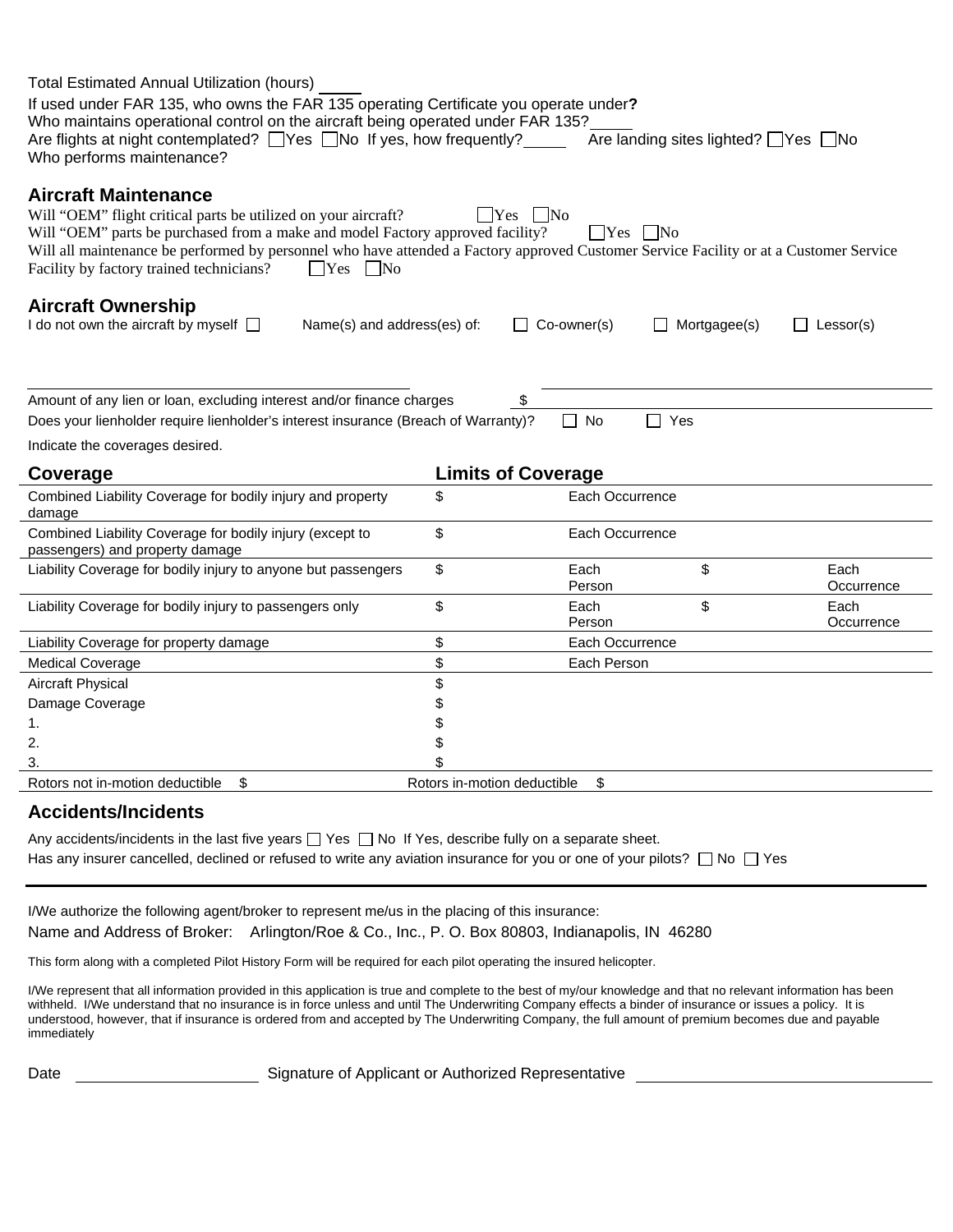Total Estimated Annual Utilization (hours) _____

If used under FAR 135, who owns the FAR 135 operating Certificate you operate under**?**

Who maintains operational control on the aircraft being operated under FAR 135? _____

Are flights at night contemplated? ☐ Yes ☐ No If yes, how frequently? _____ Are landing sites lighted? ☐ Yes ☐ No

Who performs maintenance?

## Aircraft Maintenance

Will "OEM" flight critical parts be utilized on your aircraft? ☐ Yes ☐ No

Will "OEM" parts be purchased from a make and model Factory approved facility? ☐ Yes ☐ No

Will all maintenance be performed by personnel who have attended a Factory approved Customer Service Facility or at a Customer Service Facility by factory trained technicians? ☐ Yes ☐ No

## Aircraft Ownership

I do not own the aircraft by myself ☐ Name(s) and address(es) of: ☐ Co-owner(s) ☐ Mortgagee(s) ☐ Lessor(s)

Amount of any lien or loan, excluding interest and/or finance charges $ _____

Does your lienholder require lienholder's interest insurance (Breach of Warranty)? ☐ No ☐ Yes

Indicate the coverages desired.

| Coverage | Limits of Coverage | | | |
|---|---|---|---|---|
| Combined Liability Coverage for bodily injury and property damage | $ | Each Occurrence | | |
| Combined Liability Coverage for bodily injury (except to passengers) and property damage | $ | Each Occurrence | | |
| Liability Coverage for bodily injury to anyone but passengers | $ | Each Person | $ | Each Occurrence |
| Liability Coverage for bodily injury to passengers only | $ | Each Person | $ | Each Occurrence |
| Liability Coverage for property damage | $ | Each Occurrence | | |
| Medical Coverage | $ | Each Person | | |
| Aircraft Physical | $ | | | |
| Damage Coverage | $ | | | |
| 1. | $ | | | |
| 2. | $ | | | |
| 3. | $ | | | |
| Rotors not in-motion deductible $ | Rotors in-motion deductible $ | | | |

## Accidents/Incidents

Any accidents/incidents in the last five years ☐ Yes ☐ No If Yes, describe fully on a separate sheet.

Has any insurer cancelled, declined or refused to write any aviation insurance for you or one of your pilots? ☐ No ☐ Yes

---

I/We authorize the following agent/broker to represent me/us in the placing of this insurance:

Name and Address of Broker: Arlington/Roe & Co., Inc., P. O. Box 80803, Indianapolis, IN 46280

This form along with a completed Pilot History Form will be required for each pilot operating the insured helicopter.

I/We represent that all information provided in this application is true and complete to the best of my/our knowledge and that no relevant information has been withheld. I/We understand that no insurance is in force unless and until The Underwriting Company effects a binder of insurance or issues a policy. It is understood, however, that if insurance is ordered from and accepted by The Underwriting Company, the full amount of premium becomes due and payable immediately

Date _____________________ Signature of Applicant or Authorized Representative _____________________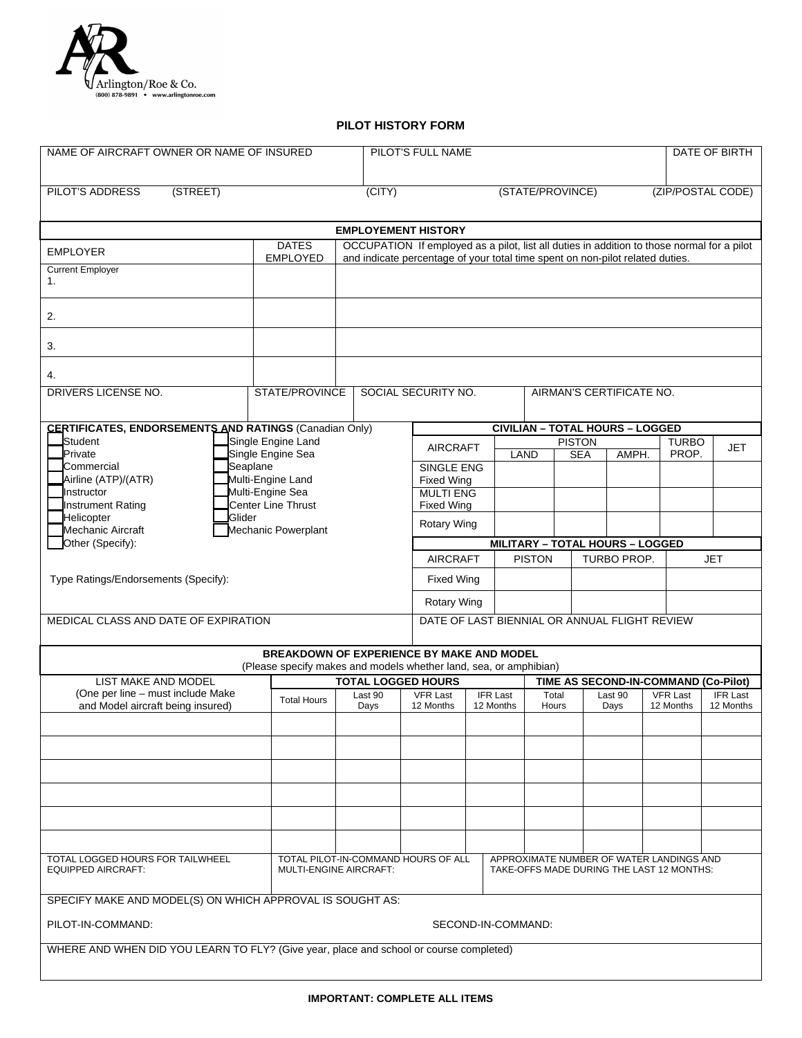Arlington/Roe & Co.
(800) 878-9891 • www.arlingtonroe.com

# PILOT HISTORY FORM

| NAME OF AIRCRAFT OWNER OR NAME OF INSURED | PILOT'S FULL NAME | DATE OF BIRTH |
|---|---|---|
| | | |

| PILOT'S ADDRESS (STREET) | (CITY) | (STATE/PROVINCE) | (ZIP/POSTAL CODE) |
|---|---|---|---|
| | | | |

## EMPLOYEMENT HISTORY

| EMPLOYER | DATES EMPLOYED | OCCUPATION If employed as a pilot, list all duties in addition to those normal for a pilot and indicate percentage of your total time spent on non-pilot related duties. |
|---|---|---|
| Current Employer<br>1. | | |
| 2. | | |
| 3. | | |
| 4. | | |

| DRIVERS LICENSE NO. | STATE/PROVINCE | SOCIAL SECURITY NO. | AIRMAN'S CERTIFICATE NO. |
|---|---|---|---|
| | | | |

**CERTIFICATES, ENDORSEMENTS AND RATINGS** (Canadian Only)

- [ ] Student
- [ ] Private
- [ ] Commercial
- [ ] Airline (ATP)/(ATR)
- [ ] Instructor
- [ ] Instrument Rating
- [ ] Helicopter
- [ ] Mechanic Aircraft
- [ ] Other (Specify):
- [ ] Single Engine Land
- [ ] Single Engine Sea
- [ ] Seaplane
- [ ] Multi-Engine Land
- [ ] Multi-Engine Sea
- [ ] Center Line Thrust
- [ ] Glider
- [ ] Mechanic Powerplant

Type Ratings/Endorsements (Specify):

**CIVILIAN – TOTAL HOURS – LOGGED**

| AIRCRAFT | PISTON | | | TURBO PROP. | JET |
|---|---|---|---|---|---|
| | LAND | SEA | AMPH. | | |
| SINGLE ENG Fixed Wing | | | | | |
| MULTI ENG Fixed Wing | | | | | |
| Rotary Wing | | | | | |

**MILITARY – TOTAL HOURS – LOGGED**

| AIRCRAFT | PISTON | TURBO PROP. | JET |
|---|---|---|---|
| Fixed Wing | | | |
| Rotary Wing | | | |

| MEDICAL CLASS AND DATE OF EXPIRATION | DATE OF LAST BIENNIAL OR ANNUAL FLIGHT REVIEW |
|---|---|
| | |

## BREAKDOWN OF EXPERIENCE BY MAKE AND MODEL

(Please specify makes and models whether land, sea, or amphibian)

| LIST MAKE AND MODEL (One per line – must include Make and Model aircraft being insured) | TOTAL LOGGED HOURS | | | | TIME AS SECOND-IN-COMMAND (Co-Pilot) | | | |
|---|---|---|---|---|---|---|---|---|
| | Total Hours | Last 90 Days | VFR Last 12 Months | IFR Last 12 Months | Total Hours | Last 90 Days | VFR Last 12 Months | IFR Last 12 Months |
| | | | | | | | | |
| | | | | | | | | |
| | | | | | | | | |
| | | | | | | | | |
| | | | | | | | | |
| | | | | | | | | |

| TOTAL LOGGED HOURS FOR TAILWHEEL EQUIPPED AIRCRAFT: | TOTAL PILOT-IN-COMMAND HOURS OF ALL MULTI-ENGINE AIRCRAFT: | APPROXIMATE NUMBER OF WATER LANDINGS AND TAKE-OFFS MADE DURING THE LAST 12 MONTHS: |
|---|---|---|
| | | |

SPECIFY MAKE AND MODEL(S) ON WHICH APPROVAL IS SOUGHT AS:

PILOT-IN-COMMAND: SECOND-IN-COMMAND:

WHERE AND WHEN DID YOU LEARN TO FLY? (Give year, place and school or course completed)

**IMPORTANT: COMPLETE ALL ITEMS**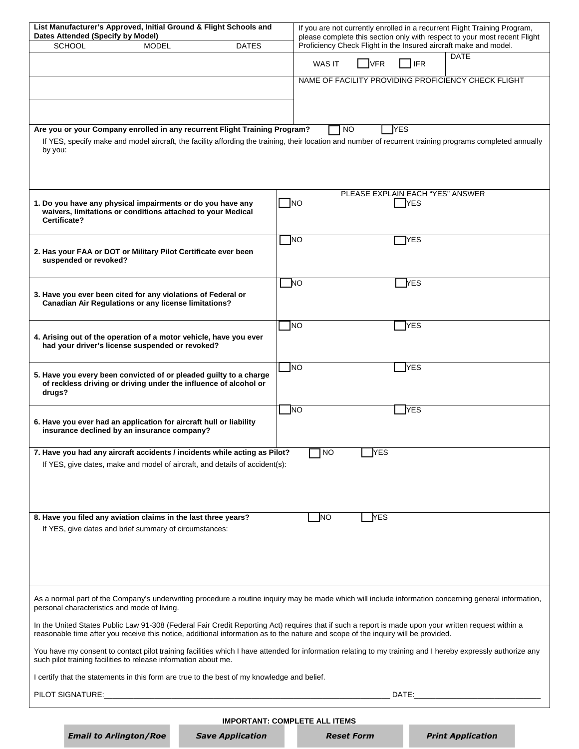| List Manufacturer's Approved, Initial Ground & Flight Schools and Dates Attended (Specify by Model) | | | If you are not currently enrolled in a recurrent Flight Training Program, please complete this section only with respect to your most recent Flight Proficiency Check Flight in the Insured aircraft make and model. |
|---|---|---|---|
| SCHOOL | MODEL | DATES | |
| | | | WAS IT ☐ VFR ☐ IFR — DATE |
| | | | NAME OF FACILITY PROVIDING PROFICIENCY CHECK FLIGHT |
| | | | |

**Are you or your Company enrolled in any recurrent Flight Training Program?** ☐ NO ☐ YES

If YES, specify make and model aircraft, the facility affording the training, their location and number of recurrent training programs completed annually by you:

| | PLEASE EXPLAIN EACH "YES" ANSWER |
|---|---|
| **1. Do you have any physical impairments or do you have any waivers, limitations or conditions attached to your Medical Certificate?** | ☐ NO ☐ YES |
| **2. Has your FAA or DOT or Military Pilot Certificate ever been suspended or revoked?** | ☐ NO ☐ YES |
| **3. Have you ever been cited for any violations of Federal or Canadian Air Regulations or any license limitations?** | ☐ NO ☐ YES |
| **4. Arising out of the operation of a motor vehicle, have you ever had your driver's license suspended or revoked?** | ☐ NO ☐ YES |
| **5. Have you every been convicted of or pleaded guilty to a charge of reckless driving or driving under the influence of alcohol or drugs?** | ☐ NO ☐ YES |
| **6. Have you ever had an application for aircraft hull or liability insurance declined by an insurance company?** | ☐ NO ☐ YES |

**7. Have you had any aircraft accidents / incidents while acting as Pilot?** ☐ NO ☐ YES

If YES, give dates, make and model of aircraft, and details of accident(s):

**8. Have you filed any aviation claims in the last three years?** ☐ NO ☐ YES

If YES, give dates and brief summary of circumstances:

As a normal part of the Company's underwriting procedure a routine inquiry may be made which will include information concerning general information, personal characteristics and mode of living.

In the United States Public Law 91-308 (Federal Fair Credit Reporting Act) requires that if such a report is made upon your written request within a reasonable time after you receive this notice, additional information as to the nature and scope of the inquiry will be provided.

You have my consent to contact pilot training facilities which I have attended for information relating to my training and I hereby expressly authorize any such pilot training facilities to release information about me.

I certify that the statements in this form are true to the best of my knowledge and belief.

PILOT SIGNATURE:______________________________________________________ DATE:______________________

**IMPORTANT: COMPLETE ALL ITEMS**

***Email to Arlington/Roe*** | ***Save Application*** | ***Reset Form*** | ***Print Application***